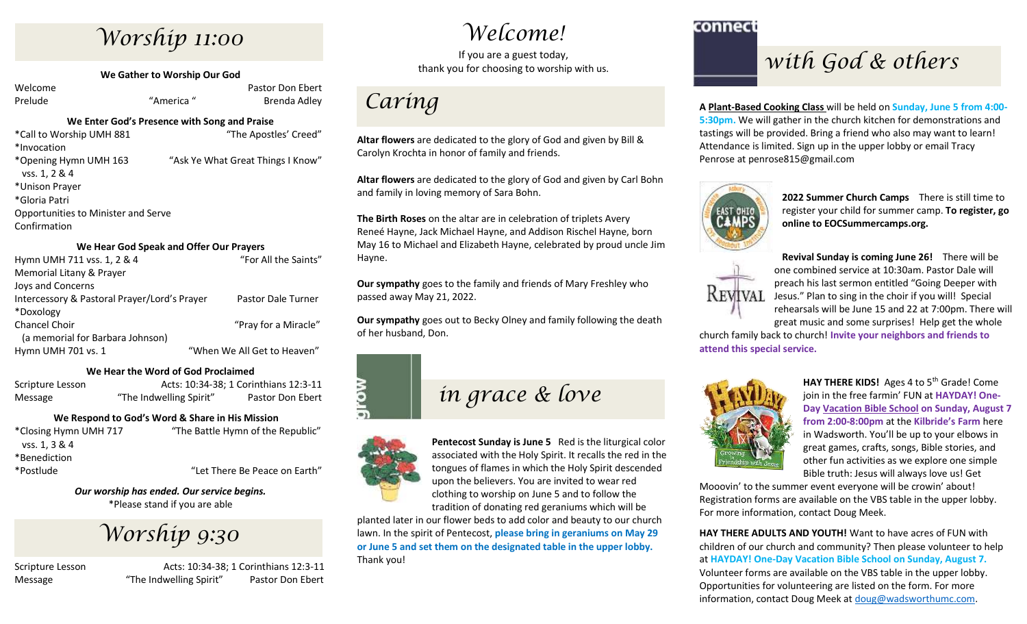# Worship 11:00

### We Gather to Worship Our God

Welcome — Pastor Don Ebert
Prelude — "America " — Brenda Adley

### We Enter God's Presence with Song and Praise

*Call to Worship UMH 881 — "The Apostles' Creed"
*Invocation
*Opening Hymn UMH 163 vss. 1, 2 & 4 — "Ask Ye What Great Things I Know"
*Unison Prayer
*Gloria Patri
Opportunities to Minister and Serve
Confirmation

### We Hear God Speak and Offer Our Prayers

Hymn UMH 711 vss. 1, 2 & 4 — "For All the Saints"
Memorial Litany & Prayer
Joys and Concerns
Intercessory & Pastoral Prayer/Lord's Prayer — Pastor Dale Turner
*Doxology
Chancel Choir — "Pray for a Miracle"
(a memorial for Barbara Johnson)
Hymn UMH 701 vs. 1 — "When We All Get to Heaven"

### We Hear the Word of God Proclaimed

Scripture Lesson — Acts: 10:34-38; 1 Corinthians 12:3-11
Message — "The Indwelling Spirit" — Pastor Don Ebert

### We Respond to God's Word & Share in His Mission

*Closing Hymn UMH 717 vss. 1, 3 & 4 — "The Battle Hymn of the Republic"
*Benediction
*Postlude — "Let There Be Peace on Earth"

***Our worship has ended. Our service begins.***
*Please stand if you are able

# Worship 9:30

Scripture Lesson — Acts: 10:34-38; 1 Corinthians 12:3-11
Message — "The Indwelling Spirit" — Pastor Don Ebert

# Welcome!

If you are a guest today,
thank you for choosing to worship with us.

# Caring

**Altar flowers** are dedicated to the glory of God and given by Bill & Carolyn Krochta in honor of family and friends.

**Altar flowers** are dedicated to the glory of God and given by Carl Bohn and family in loving memory of Sara Bohn.

**The Birth Roses** on the altar are in celebration of triplets Avery Reneé Hayne, Jack Michael Hayne, and Addison Rischel Hayne, born May 16 to Michael and Elizabeth Hayne, celebrated by proud uncle Jim Hayne.

**Our sympathy** goes to the family and friends of Mary Freshley who passed away May 21, 2022.

**Our sympathy** goes out to Becky Olney and family following the death of her husband, Don.

# grow in grace & love

**Pentecost Sunday is June 5** Red is the liturgical color associated with the Holy Spirit. It recalls the red in the tongues of flames in which the Holy Spirit descended upon the believers. You are invited to wear red clothing to worship on June 5 and to follow the tradition of donating red geraniums which will be planted later in our flower beds to add color and beauty to our church lawn. In the spirit of Pentecost, **please bring in geraniums on May 29 or June 5 and set them on the designated table in the upper lobby.** Thank you!

# connect with God & others

A **Plant-Based Cooking Class** will be held on **Sunday, June 5 from 4:00-5:30pm.** We will gather in the church kitchen for demonstrations and tastings will be provided. Bring a friend who also may want to learn! Attendance is limited. Sign up in the upper lobby or email Tracy Penrose at penrose815@gmail.com

**2022 Summer Church Camps** There is still time to register your child for summer camp. **To register, go online to EOCSummercamps.org.**

**Revival Sunday is coming June 26!** There will be one combined service at 10:30am. Pastor Dale will preach his last sermon entitled "Going Deeper with Jesus." Plan to sing in the choir if you will! Special rehearsals will be June 15 and 22 at 7:00pm. There will great music and some surprises! Help get the whole church family back to church! **Invite your neighbors and friends to attend this special service.**

**HAY THERE KIDS!** Ages 4 to 5th Grade! Come join in the free farmin' FUN at **HAYDAY! One-Day Vacation Bible School on Sunday, August 7 from 2:00-8:00pm** at the **Kilbride's Farm** here in Wadsworth. You'll be up to your elbows in great games, crafts, songs, Bible stories, and other fun activities as we explore one simple Bible truth: Jesus will always love us! Get Mooovin' to the summer event everyone will be crowin' about! Registration forms are available on the VBS table in the upper lobby. For more information, contact Doug Meek.

**HAY THERE ADULTS AND YOUTH!** Want to have acres of FUN with children of our church and community? Then please volunteer to help at **HAYDAY! One-Day Vacation Bible School on Sunday, August 7.** Volunteer forms are available on the VBS table in the upper lobby. Opportunities for volunteering are listed on the form. For more information, contact Doug Meek at doug@wadsworthumc.com.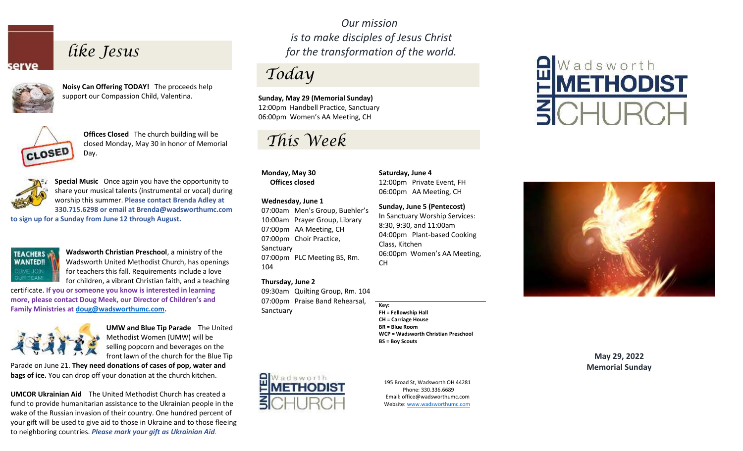## serve like Jesus

**Noisy Can Offering TODAY!** The proceeds help support our Compassion Child, Valentina.

**Offices Closed** The church building will be closed Monday, May 30 in honor of Memorial Day.

**Special Music** Once again you have the opportunity to share your musical talents (instrumental or vocal) during worship this summer. **Please contact Brenda Adley at 330.715.6298 or email at Brenda@wadsworthumc.com to sign up for a Sunday from June 12 through August.**

**Wadsworth Christian Preschool**, a ministry of the Wadsworth United Methodist Church, has openings for teachers this fall. Requirements include a love for children, a vibrant Christian faith, and a teaching certificate. **If you or someone you know is interested in learning more, please contact Doug Meek, our Director of Children's and Family Ministries at doug@wadsworthumc.com.**

**UMW and Blue Tip Parade** The United Methodist Women (UMW) will be selling popcorn and beverages on the front lawn of the church for the Blue Tip Parade on June 21. **They need donations of cases of pop, water and bags of ice.** You can drop off your donation at the church kitchen.

**UMCOR Ukrainian Aid** The United Methodist Church has created a fund to provide humanitarian assistance to the Ukrainian people in the wake of the Russian invasion of their country. One hundred percent of your gift will be used to give aid to those in Ukraine and to those fleeing to neighboring countries. ***Please mark your gift as Ukrainian Aid.***

*Our mission is to make disciples of Jesus Christ for the transformation of the world.*

## Today

**Sunday, May 29 (Memorial Sunday)**
12:00pm Handbell Practice, Sanctuary
06:00pm Women's AA Meeting, CH

## This Week

**Monday, May 30**
**Offices closed**

**Wednesday, June 1**
07:00am Men's Group, Buehler's
10:00am Prayer Group, Library
07:00pm AA Meeting, CH
07:00pm Choir Practice, Sanctuary
07:00pm PLC Meeting BS, Rm. 104

**Thursday, June 2**
09:30am Quilting Group, Rm. 104
07:00pm Praise Band Rehearsal, Sanctuary

**Saturday, June 4**
12:00pm Private Event, FH
06:00pm AA Meeting, CH

**Sunday, June 5 (Pentecost)**
In Sanctuary Worship Services: 8:30, 9:30, and 11:00am
04:00pm Plant-based Cooking Class, Kitchen
06:00pm Women's AA Meeting, CH

**Key:**
**FH = Fellowship Hall**
**CH = Carriage House**
**BR = Blue Room**
**WCP = Wadsworth Christian Preschool**
**BS = Boy Scouts**

Wadsworth United Methodist Church

195 Broad St, Wadsworth OH 44281
Phone: 330.336.6689
Email: office@wadsworthumc.com
Website: www.wadsworthumc.com

# Wadsworth United Methodist Church

**May 29, 2022**
**Memorial Sunday**